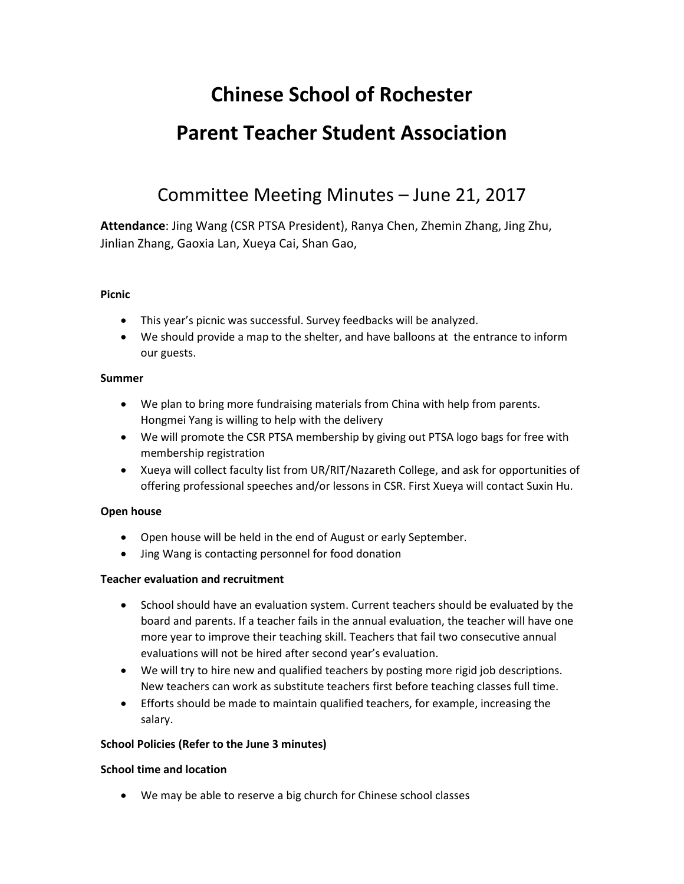# Chinese School of Rochester

# Parent Teacher Student Association

## Committee Meeting Minutes – June 21, 2017

**Attendance**: Jing Wang (CSR PTSA President), Ranya Chen, Zhemin Zhang, Jing Zhu, Jinlian Zhang, Gaoxia Lan, Xueya Cai, Shan Gao,

**Picnic**

- This year's picnic was successful. Survey feedbacks will be analyzed.
- We should provide a map to the shelter, and have balloons at the entrance to inform our guests.

**Summer**

- We plan to bring more fundraising materials from China with help from parents. Hongmei Yang is willing to help with the delivery
- We will promote the CSR PTSA membership by giving out PTSA logo bags for free with membership registration
- Xueya will collect faculty list from UR/RIT/Nazareth College, and ask for opportunities of offering professional speeches and/or lessons in CSR. First Xueya will contact Suxin Hu.

**Open house**

- Open house will be held in the end of August or early September.
- Jing Wang is contacting personnel for food donation

**Teacher evaluation and recruitment**

- School should have an evaluation system. Current teachers should be evaluated by the board and parents. If a teacher fails in the annual evaluation, the teacher will have one more year to improve their teaching skill. Teachers that fail two consecutive annual evaluations will not be hired after second year's evaluation.
- We will try to hire new and qualified teachers by posting more rigid job descriptions. New teachers can work as substitute teachers first before teaching classes full time.
- Efforts should be made to maintain qualified teachers, for example, increasing the salary.

**School Policies (Refer to the June 3 minutes)**

**School time and location**

- We may be able to reserve a big church for Chinese school classes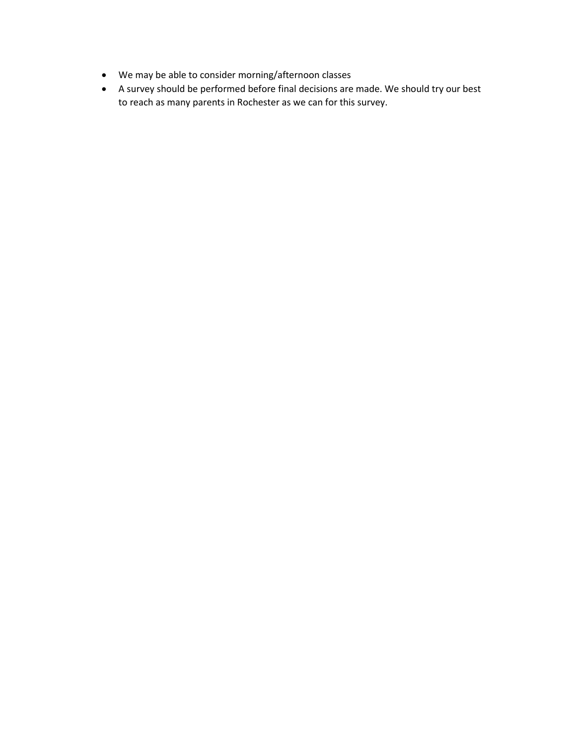- We may be able to consider morning/afternoon classes
- A survey should be performed before final decisions are made. We should try our best to reach as many parents in Rochester as we can for this survey.